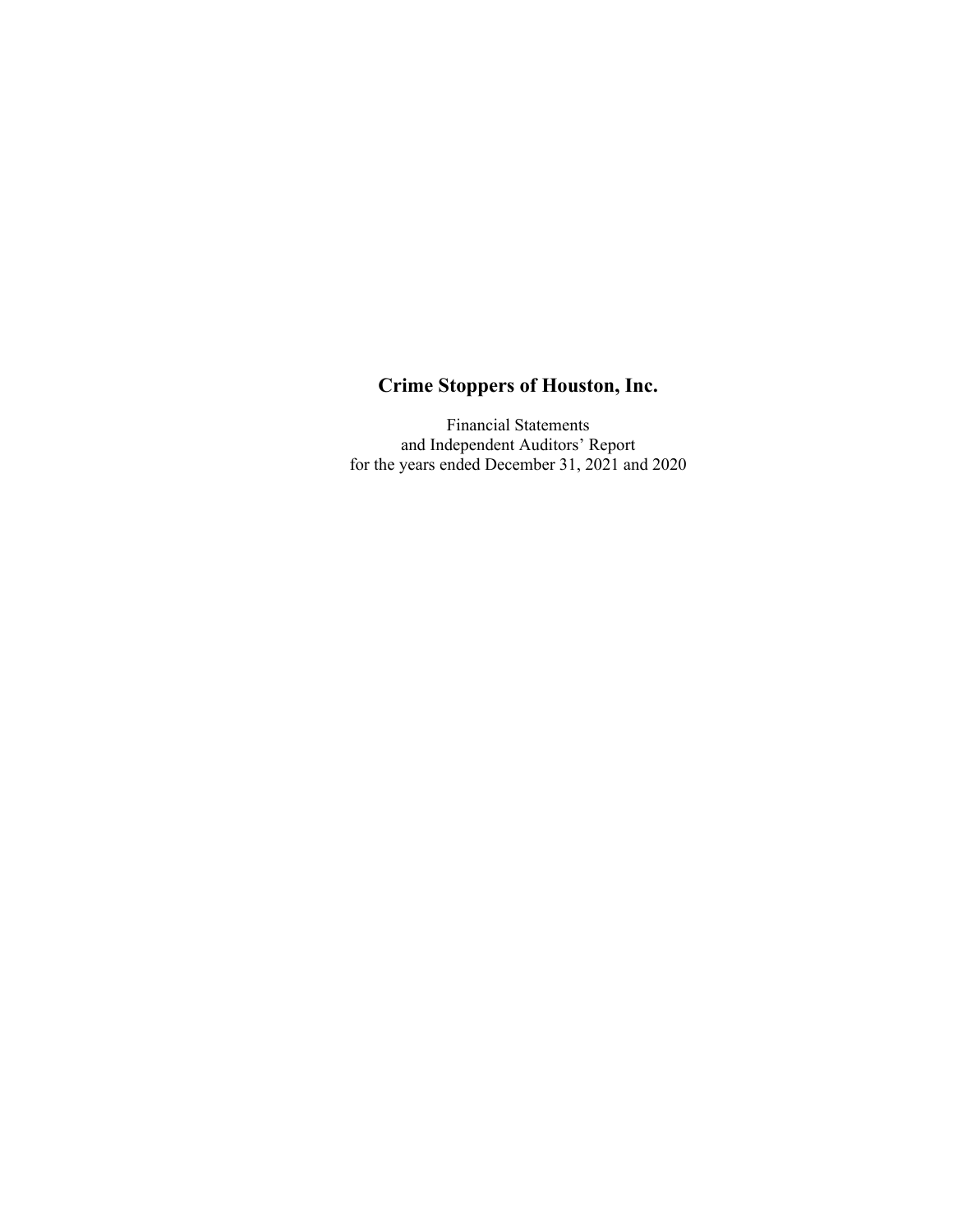# Crime Stoppers of Houston, Inc.

Financial Statements
and Independent Auditors' Report
for the years ended December 31, 2021 and 2020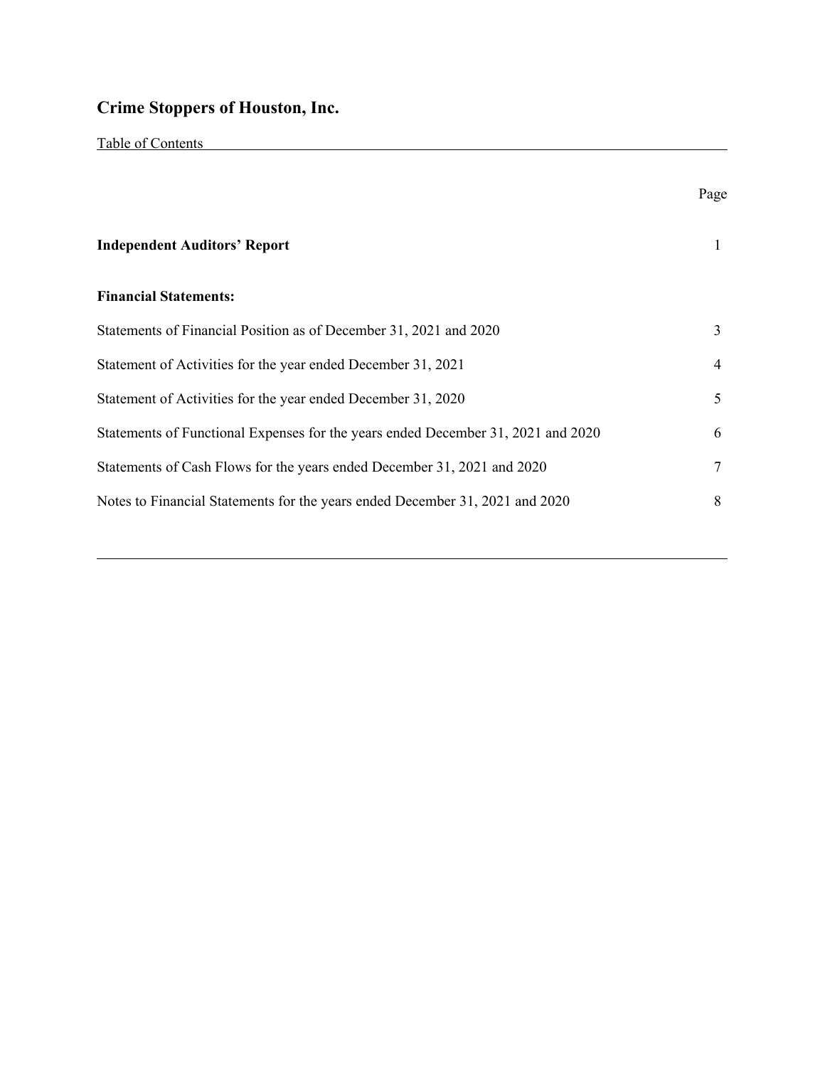# Crime Stoppers of Houston, Inc.

Table of Contents

| | Page |
|---|---|
| **Independent Auditors' Report** | 1 |
| **Financial Statements:** | |
| Statements of Financial Position as of December 31, 2021 and 2020 | 3 |
| Statement of Activities for the year ended December 31, 2021 | 4 |
| Statement of Activities for the year ended December 31, 2020 | 5 |
| Statements of Functional Expenses for the years ended December 31, 2021 and 2020 | 6 |
| Statements of Cash Flows for the years ended December 31, 2021 and 2020 | 7 |
| Notes to Financial Statements for the years ended December 31, 2021 and 2020 | 8 |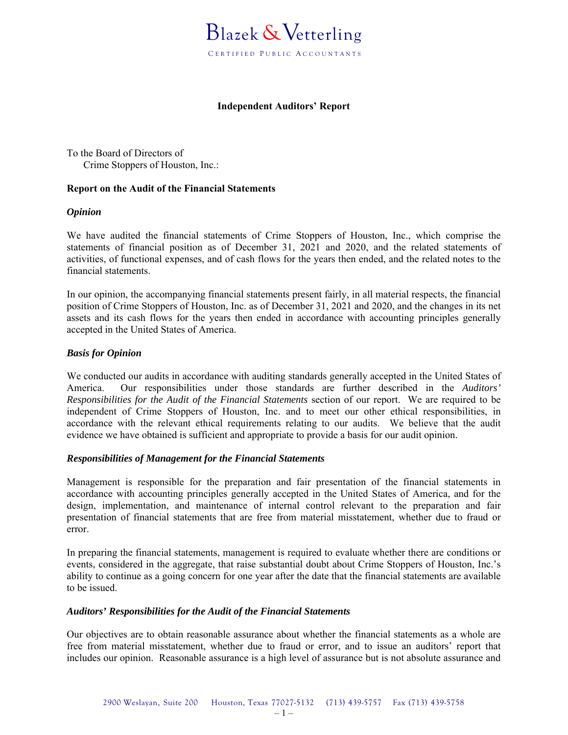Blazek & Vetterling

CERTIFIED PUBLIC ACCOUNTANTS

## Independent Auditors' Report

To the Board of Directors of
Crime Stoppers of Houston, Inc.:

### Report on the Audit of the Financial Statements

#### *Opinion*

We have audited the financial statements of Crime Stoppers of Houston, Inc., which comprise the statements of financial position as of December 31, 2021 and 2020, and the related statements of activities, of functional expenses, and of cash flows for the years then ended, and the related notes to the financial statements.

In our opinion, the accompanying financial statements present fairly, in all material respects, the financial position of Crime Stoppers of Houston, Inc. as of December 31, 2021 and 2020, and the changes in its net assets and its cash flows for the years then ended in accordance with accounting principles generally accepted in the United States of America.

#### *Basis for Opinion*

We conducted our audits in accordance with auditing standards generally accepted in the United States of America. Our responsibilities under those standards are further described in the *Auditors' Responsibilities for the Audit of the Financial Statements* section of our report. We are required to be independent of Crime Stoppers of Houston, Inc. and to meet our other ethical responsibilities, in accordance with the relevant ethical requirements relating to our audits. We believe that the audit evidence we have obtained is sufficient and appropriate to provide a basis for our audit opinion.

#### *Responsibilities of Management for the Financial Statements*

Management is responsible for the preparation and fair presentation of the financial statements in accordance with accounting principles generally accepted in the United States of America, and for the design, implementation, and maintenance of internal control relevant to the preparation and fair presentation of financial statements that are free from material misstatement, whether due to fraud or error.

In preparing the financial statements, management is required to evaluate whether there are conditions or events, considered in the aggregate, that raise substantial doubt about Crime Stoppers of Houston, Inc.'s ability to continue as a going concern for one year after the date that the financial statements are available to be issued.

#### *Auditors' Responsibilities for the Audit of the Financial Statements*

Our objectives are to obtain reasonable assurance about whether the financial statements as a whole are free from material misstatement, whether due to fraud or error, and to issue an auditors' report that includes our opinion. Reasonable assurance is a high level of assurance but is not absolute assurance and

2900 Weslayan, Suite 200 Houston, Texas 77027-5132 (713) 439-5757 Fax (713) 439-5758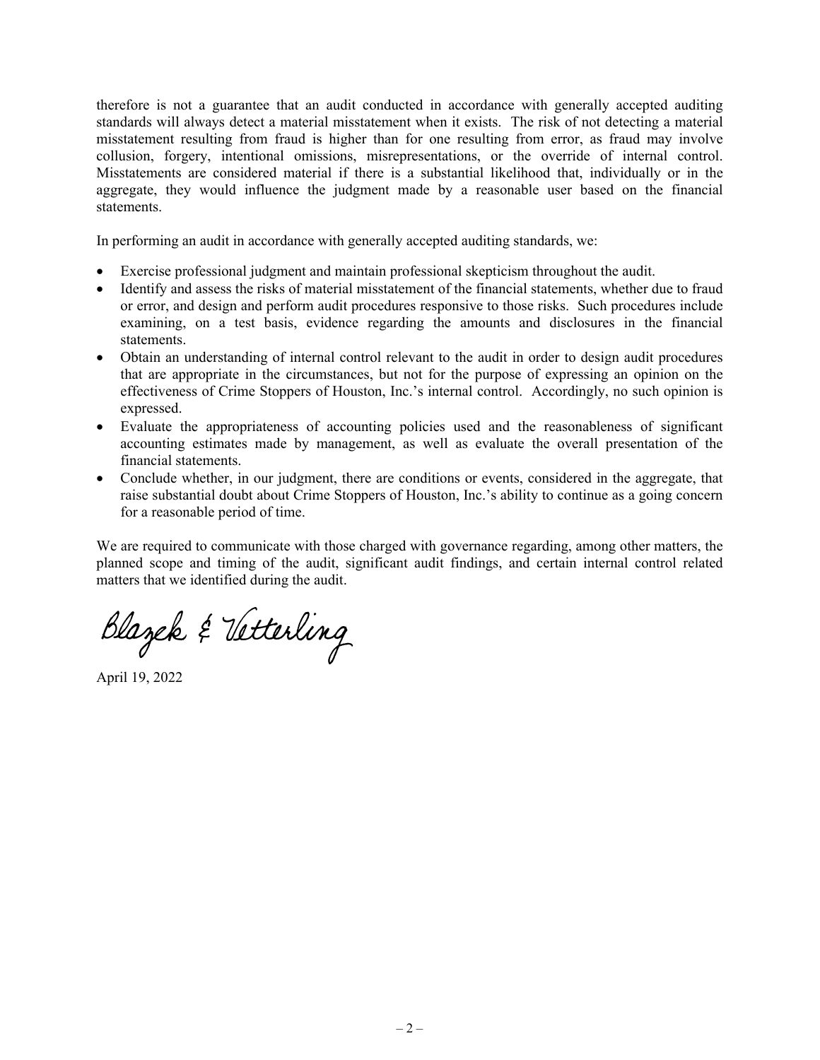therefore is not a guarantee that an audit conducted in accordance with generally accepted auditing standards will always detect a material misstatement when it exists. The risk of not detecting a material misstatement resulting from fraud is higher than for one resulting from error, as fraud may involve collusion, forgery, intentional omissions, misrepresentations, or the override of internal control. Misstatements are considered material if there is a substantial likelihood that, individually or in the aggregate, they would influence the judgment made by a reasonable user based on the financial statements.

In performing an audit in accordance with generally accepted auditing standards, we:

- Exercise professional judgment and maintain professional skepticism throughout the audit.
- Identify and assess the risks of material misstatement of the financial statements, whether due to fraud or error, and design and perform audit procedures responsive to those risks. Such procedures include examining, on a test basis, evidence regarding the amounts and disclosures in the financial statements.
- Obtain an understanding of internal control relevant to the audit in order to design audit procedures that are appropriate in the circumstances, but not for the purpose of expressing an opinion on the effectiveness of Crime Stoppers of Houston, Inc.'s internal control. Accordingly, no such opinion is expressed.
- Evaluate the appropriateness of accounting policies used and the reasonableness of significant accounting estimates made by management, as well as evaluate the overall presentation of the financial statements.
- Conclude whether, in our judgment, there are conditions or events, considered in the aggregate, that raise substantial doubt about Crime Stoppers of Houston, Inc.'s ability to continue as a going concern for a reasonable period of time.

We are required to communicate with those charged with governance regarding, among other matters, the planned scope and timing of the audit, significant audit findings, and certain internal control related matters that we identified during the audit.

Blazek & Vetterling

April 19, 2022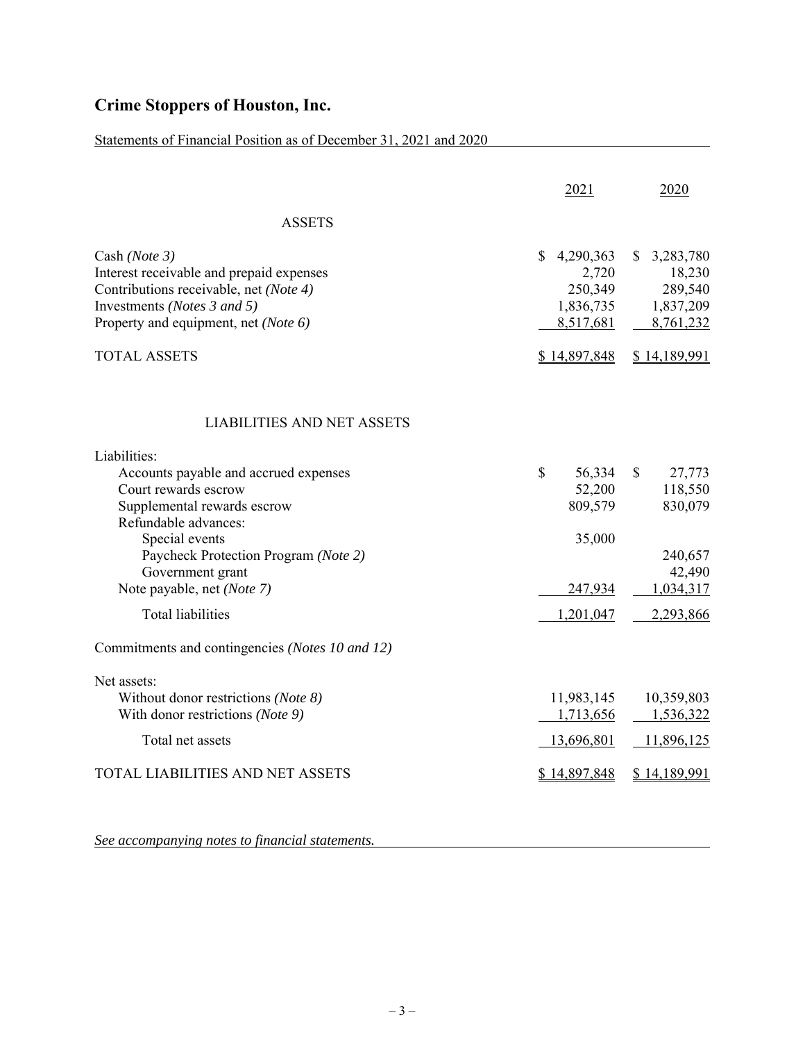# Crime Stoppers of Houston, Inc.

Statements of Financial Position as of December 31, 2021 and 2020

| | 2021 | 2020 |
|---|---|---|
| **ASSETS** | | |
| Cash *(Note 3)* | $ 4,290,363 | $ 3,283,780 |
| Interest receivable and prepaid expenses | 2,720 | 18,230 |
| Contributions receivable, net *(Note 4)* | 250,349 | 289,540 |
| Investments *(Notes 3 and 5)* | 1,836,735 | 1,837,209 |
| Property and equipment, net *(Note 6)* | 8,517,681 | 8,761,232 |
| TOTAL ASSETS | $ 14,897,848 | $ 14,189,991 |
| **LIABILITIES AND NET ASSETS** | | |
| Liabilities: | | |
| Accounts payable and accrued expenses | $ 56,334 | $ 27,773 |
| Court rewards escrow | 52,200 | 118,550 |
| Supplemental rewards escrow | 809,579 | 830,079 |
| Refundable advances: | | |
| Special events | 35,000 | |
| Paycheck Protection Program *(Note 2)* | | 240,657 |
| Government grant | | 42,490 |
| Note payable, net *(Note 7)* | 247,934 | 1,034,317 |
| Total liabilities | 1,201,047 | 2,293,866 |
| Commitments and contingencies *(Notes 10 and 12)* | | |
| Net assets: | | |
| Without donor restrictions *(Note 8)* | 11,983,145 | 10,359,803 |
| With donor restrictions *(Note 9)* | 1,713,656 | 1,536,322 |
| Total net assets | 13,696,801 | 11,896,125 |
| TOTAL LIABILITIES AND NET ASSETS | $ 14,897,848 | $ 14,189,991 |

*See accompanying notes to financial statements.*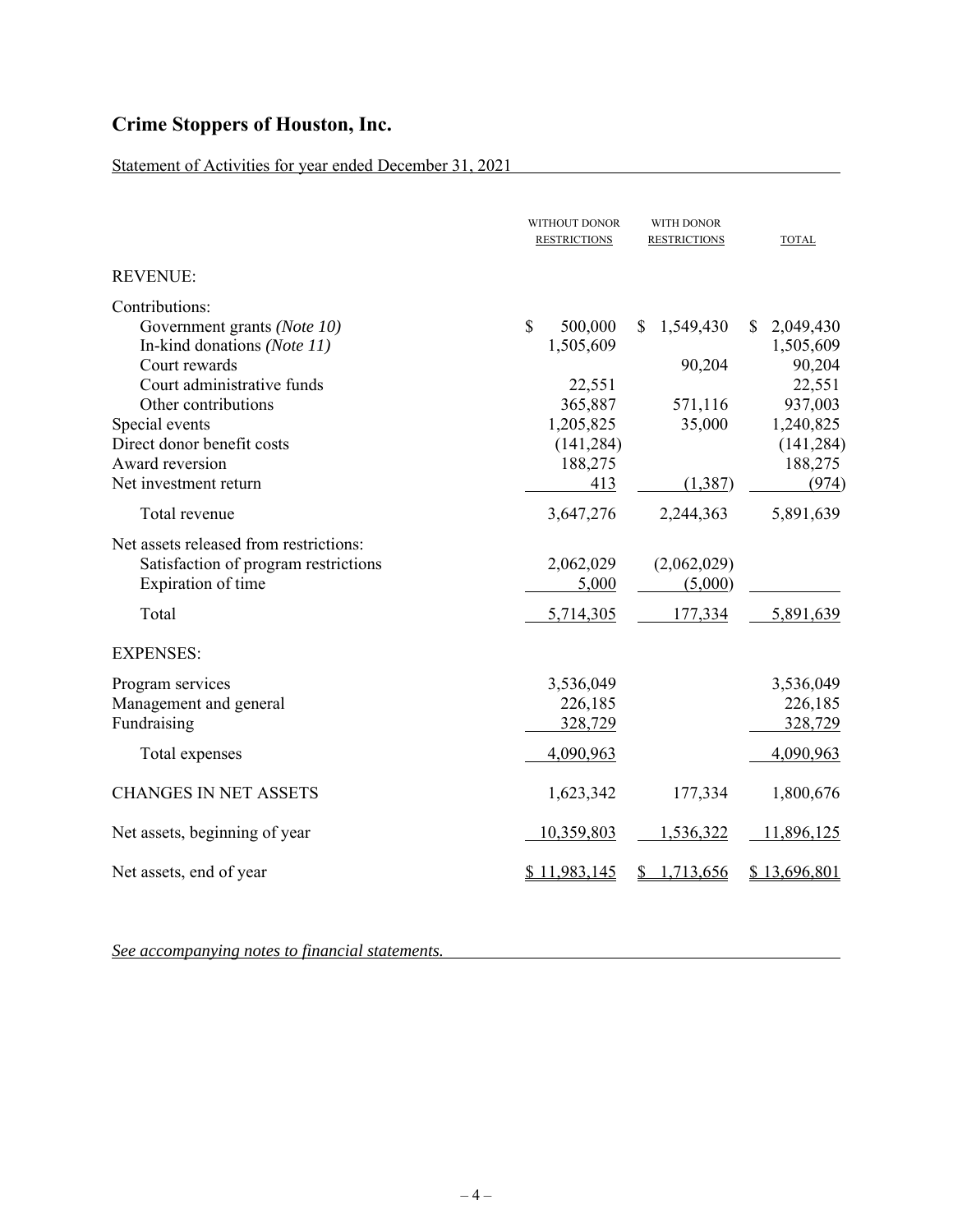# Crime Stoppers of Houston, Inc.

Statement of Activities for year ended December 31, 2021

| | WITHOUT DONOR RESTRICTIONS | WITH DONOR RESTRICTIONS | TOTAL |
|---|---|---|---|
| **REVENUE:** | | | |
| Contributions: | | | |
| Government grants *(Note 10)* | $ 500,000 | $ 1,549,430 | $ 2,049,430 |
| In-kind donations *(Note 11)* | 1,505,609 | | 1,505,609 |
| Court rewards | | 90,204 | 90,204 |
| Court administrative funds | 22,551 | | 22,551 |
| Other contributions | 365,887 | 571,116 | 937,003 |
| Special events | 1,205,825 | 35,000 | 1,240,825 |
| Direct donor benefit costs | (141,284) | | (141,284) |
| Award reversion | 188,275 | | 188,275 |
| Net investment return | 413 | (1,387) | (974) |
| Total revenue | 3,647,276 | 2,244,363 | 5,891,639 |
| Net assets released from restrictions: | | | |
| Satisfaction of program restrictions | 2,062,029 | (2,062,029) | |
| Expiration of time | 5,000 | (5,000) | |
| Total | 5,714,305 | 177,334 | 5,891,639 |
| **EXPENSES:** | | | |
| Program services | 3,536,049 | | 3,536,049 |
| Management and general | 226,185 | | 226,185 |
| Fundraising | 328,729 | | 328,729 |
| Total expenses | 4,090,963 | | 4,090,963 |
| CHANGES IN NET ASSETS | 1,623,342 | 177,334 | 1,800,676 |
| Net assets, beginning of year | 10,359,803 | 1,536,322 | 11,896,125 |
| Net assets, end of year | $ 11,983,145 | $ 1,713,656 | $ 13,696,801 |

*See accompanying notes to financial statements.*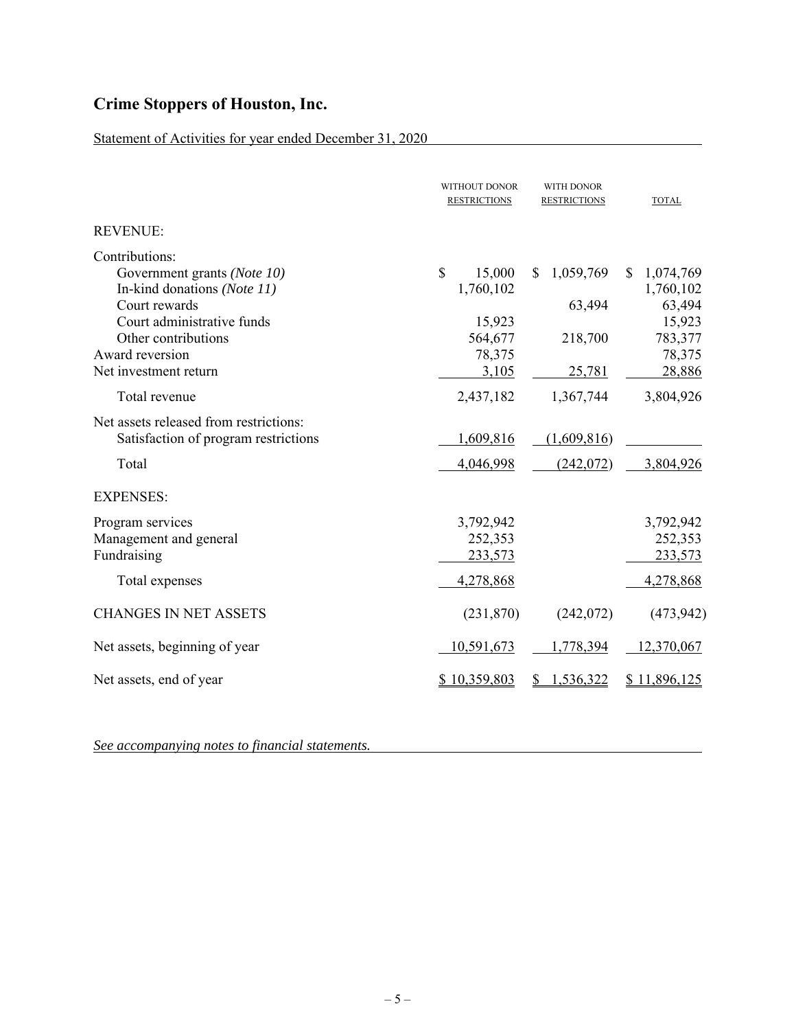# Crime Stoppers of Houston, Inc.

Statement of Activities for year ended December 31, 2020

| | WITHOUT DONOR RESTRICTIONS | WITH DONOR RESTRICTIONS | TOTAL |
|---|---|---|---|
| **REVENUE:** | | | |
| Contributions: | | | |
| Government grants *(Note 10)* | $ 15,000 | $ 1,059,769 | $ 1,074,769 |
| In-kind donations *(Note 11)* | 1,760,102 | | 1,760,102 |
| Court rewards | | 63,494 | 63,494 |
| Court administrative funds | 15,923 | | 15,923 |
| Other contributions | 564,677 | 218,700 | 783,377 |
| Award reversion | 78,375 | | 78,375 |
| Net investment return | 3,105 | 25,781 | 28,886 |
| Total revenue | 2,437,182 | 1,367,744 | 3,804,926 |
| Net assets released from restrictions: | | | |
| Satisfaction of program restrictions | 1,609,816 | (1,609,816) | |
| Total | 4,046,998 | (242,072) | 3,804,926 |
| **EXPENSES:** | | | |
| Program services | 3,792,942 | | 3,792,942 |
| Management and general | 252,353 | | 252,353 |
| Fundraising | 233,573 | | 233,573 |
| Total expenses | 4,278,868 | | 4,278,868 |
| CHANGES IN NET ASSETS | (231,870) | (242,072) | (473,942) |
| Net assets, beginning of year | 10,591,673 | 1,778,394 | 12,370,067 |
| Net assets, end of year | $ 10,359,803 | $ 1,536,322 | $ 11,896,125 |

*See accompanying notes to financial statements.*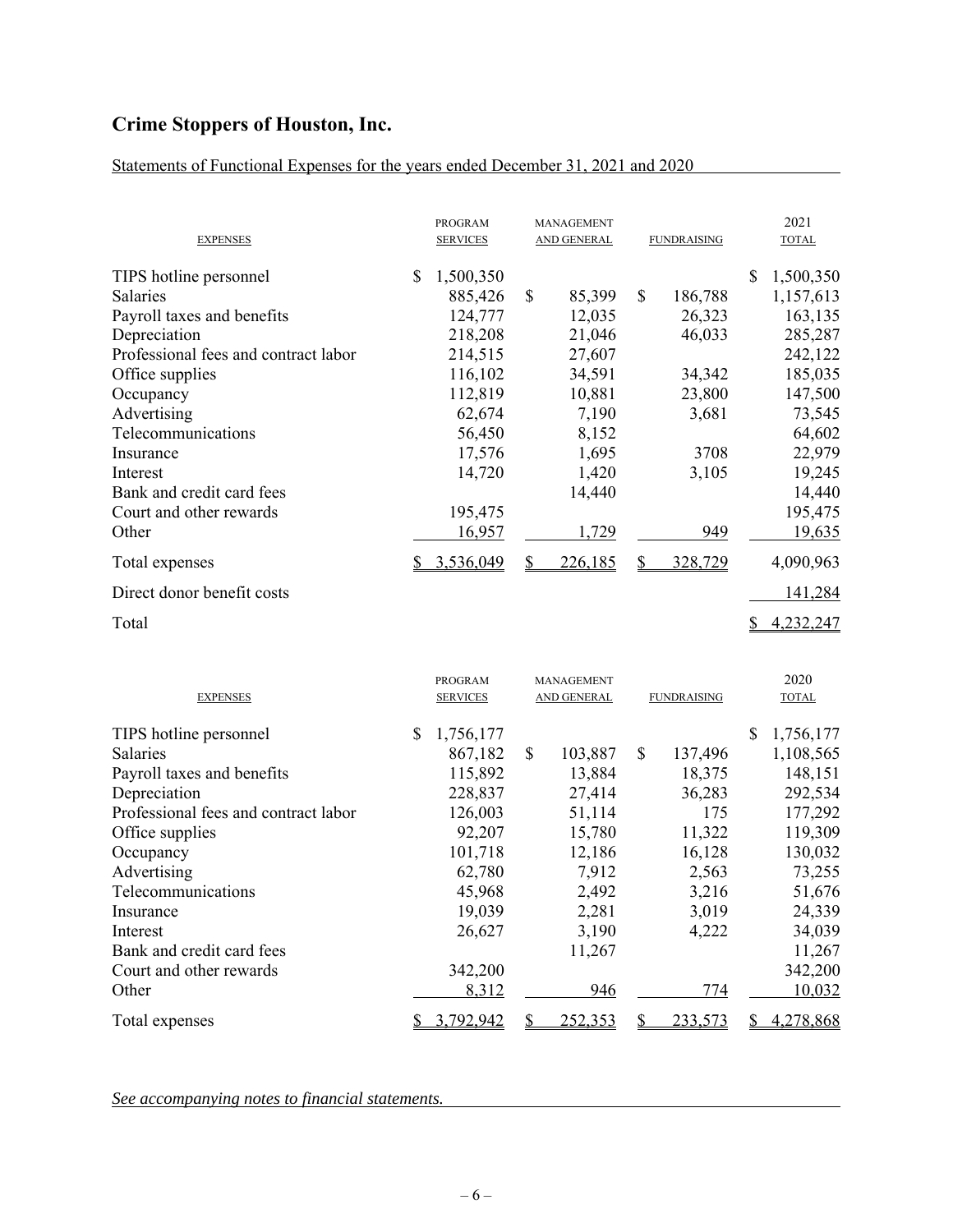# Crime Stoppers of Houston, Inc.

Statements of Functional Expenses for the years ended December 31, 2021 and 2020

| EXPENSES | PROGRAM SERVICES | MANAGEMENT AND GENERAL | FUNDRAISING | 2021 TOTAL |
|---|---|---|---|---|
| TIPS hotline personnel | $ 1,500,350 | | | $ 1,500,350 |
| Salaries | 885,426 | $ 85,399 | $ 186,788 | 1,157,613 |
| Payroll taxes and benefits | 124,777 | 12,035 | 26,323 | 163,135 |
| Depreciation | 218,208 | 21,046 | 46,033 | 285,287 |
| Professional fees and contract labor | 214,515 | 27,607 | | 242,122 |
| Office supplies | 116,102 | 34,591 | 34,342 | 185,035 |
| Occupancy | 112,819 | 10,881 | 23,800 | 147,500 |
| Advertising | 62,674 | 7,190 | 3,681 | 73,545 |
| Telecommunications | 56,450 | 8,152 | | 64,602 |
| Insurance | 17,576 | 1,695 | 3708 | 22,979 |
| Interest | 14,720 | 1,420 | 3,105 | 19,245 |
| Bank and credit card fees | | 14,440 | | 14,440 |
| Court and other rewards | 195,475 | | | 195,475 |
| Other | 16,957 | 1,729 | 949 | 19,635 |
| Total expenses | $ 3,536,049 | $ 226,185 | $ 328,729 | 4,090,963 |
| Direct donor benefit costs | | | | 141,284 |
| Total | | | | $ 4,232,247 |

| EXPENSES | PROGRAM SERVICES | MANAGEMENT AND GENERAL | FUNDRAISING | 2020 TOTAL |
|---|---|---|---|---|
| TIPS hotline personnel | $ 1,756,177 | | | $ 1,756,177 |
| Salaries | 867,182 | $ 103,887 | $ 137,496 | 1,108,565 |
| Payroll taxes and benefits | 115,892 | 13,884 | 18,375 | 148,151 |
| Depreciation | 228,837 | 27,414 | 36,283 | 292,534 |
| Professional fees and contract labor | 126,003 | 51,114 | 175 | 177,292 |
| Office supplies | 92,207 | 15,780 | 11,322 | 119,309 |
| Occupancy | 101,718 | 12,186 | 16,128 | 130,032 |
| Advertising | 62,780 | 7,912 | 2,563 | 73,255 |
| Telecommunications | 45,968 | 2,492 | 3,216 | 51,676 |
| Insurance | 19,039 | 2,281 | 3,019 | 24,339 |
| Interest | 26,627 | 3,190 | 4,222 | 34,039 |
| Bank and credit card fees | | 11,267 | | 11,267 |
| Court and other rewards | 342,200 | | | 342,200 |
| Other | 8,312 | 946 | 774 | 10,032 |
| Total expenses | $ 3,792,942 | $ 252,353 | $ 233,573 | $ 4,278,868 |

*See accompanying notes to financial statements.*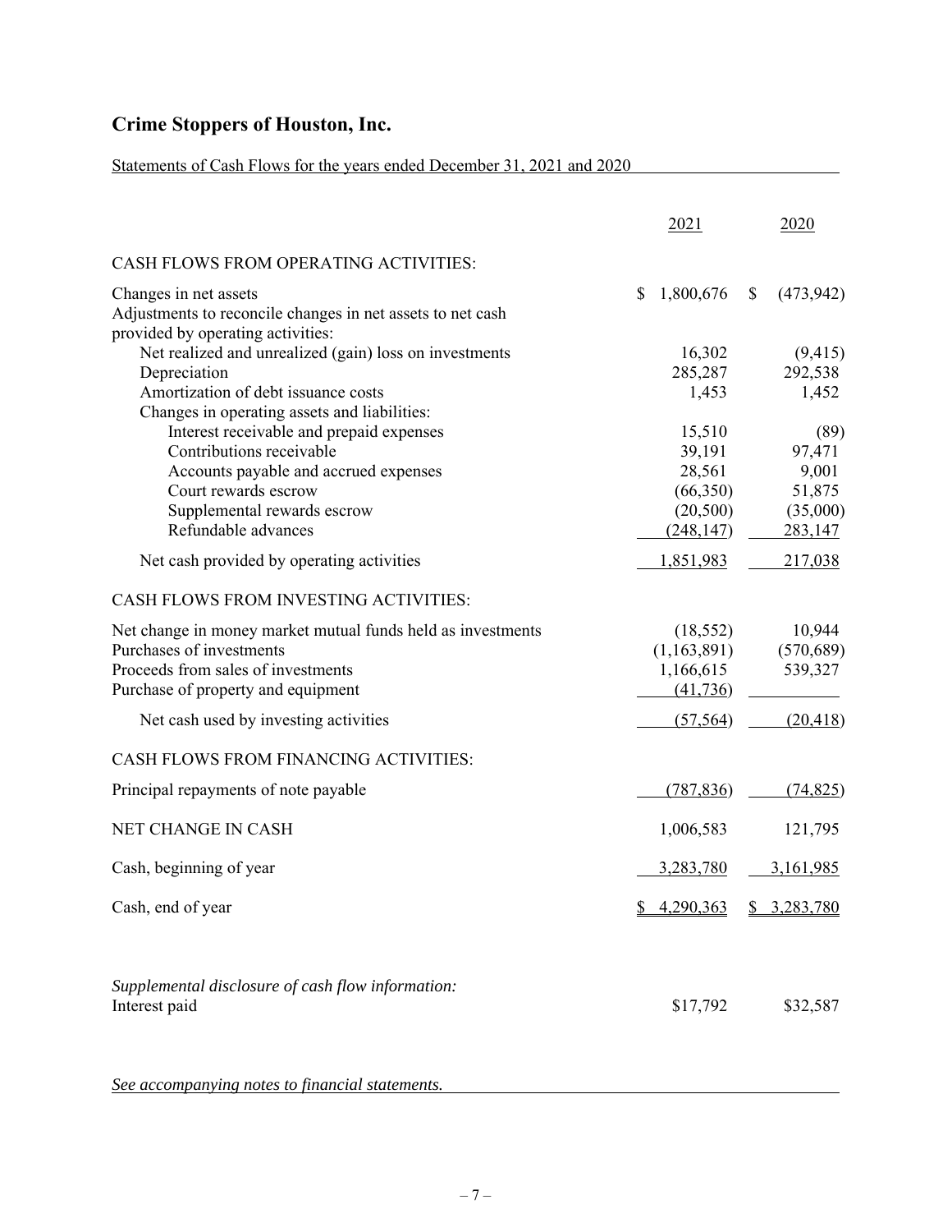# Crime Stoppers of Houston, Inc.

Statements of Cash Flows for the years ended December 31, 2021 and 2020

| | 2021 | 2020 |
|---|---|---|
| CASH FLOWS FROM OPERATING ACTIVITIES: | | |
| Changes in net assets | $ 1,800,676 | $ (473,942) |
| Adjustments to reconcile changes in net assets to net cash provided by operating activities: | | |
| Net realized and unrealized (gain) loss on investments | 16,302 | (9,415) |
| Depreciation | 285,287 | 292,538 |
| Amortization of debt issuance costs | 1,453 | 1,452 |
| Changes in operating assets and liabilities: | | |
| Interest receivable and prepaid expenses | 15,510 | (89) |
| Contributions receivable | 39,191 | 97,471 |
| Accounts payable and accrued expenses | 28,561 | 9,001 |
| Court rewards escrow | (66,350) | 51,875 |
| Supplemental rewards escrow | (20,500) | (35,000) |
| Refundable advances | (248,147) | 283,147 |
| Net cash provided by operating activities | 1,851,983 | 217,038 |
| CASH FLOWS FROM INVESTING ACTIVITIES: | | |
| Net change in money market mutual funds held as investments | (18,552) | 10,944 |
| Purchases of investments | (1,163,891) | (570,689) |
| Proceeds from sales of investments | 1,166,615 | 539,327 |
| Purchase of property and equipment | (41,736) | |
| Net cash used by investing activities | (57,564) | (20,418) |
| CASH FLOWS FROM FINANCING ACTIVITIES: | | |
| Principal repayments of note payable | (787,836) | (74,825) |
| NET CHANGE IN CASH | 1,006,583 | 121,795 |
| Cash, beginning of year | 3,283,780 | 3,161,985 |
| Cash, end of year | $ 4,290,363 | $ 3,283,780 |

*Supplemental disclosure of cash flow information:*

| | 2021 | 2020 |
|---|---|---|
| Interest paid | $17,792 | $32,587 |

*See accompanying notes to financial statements.*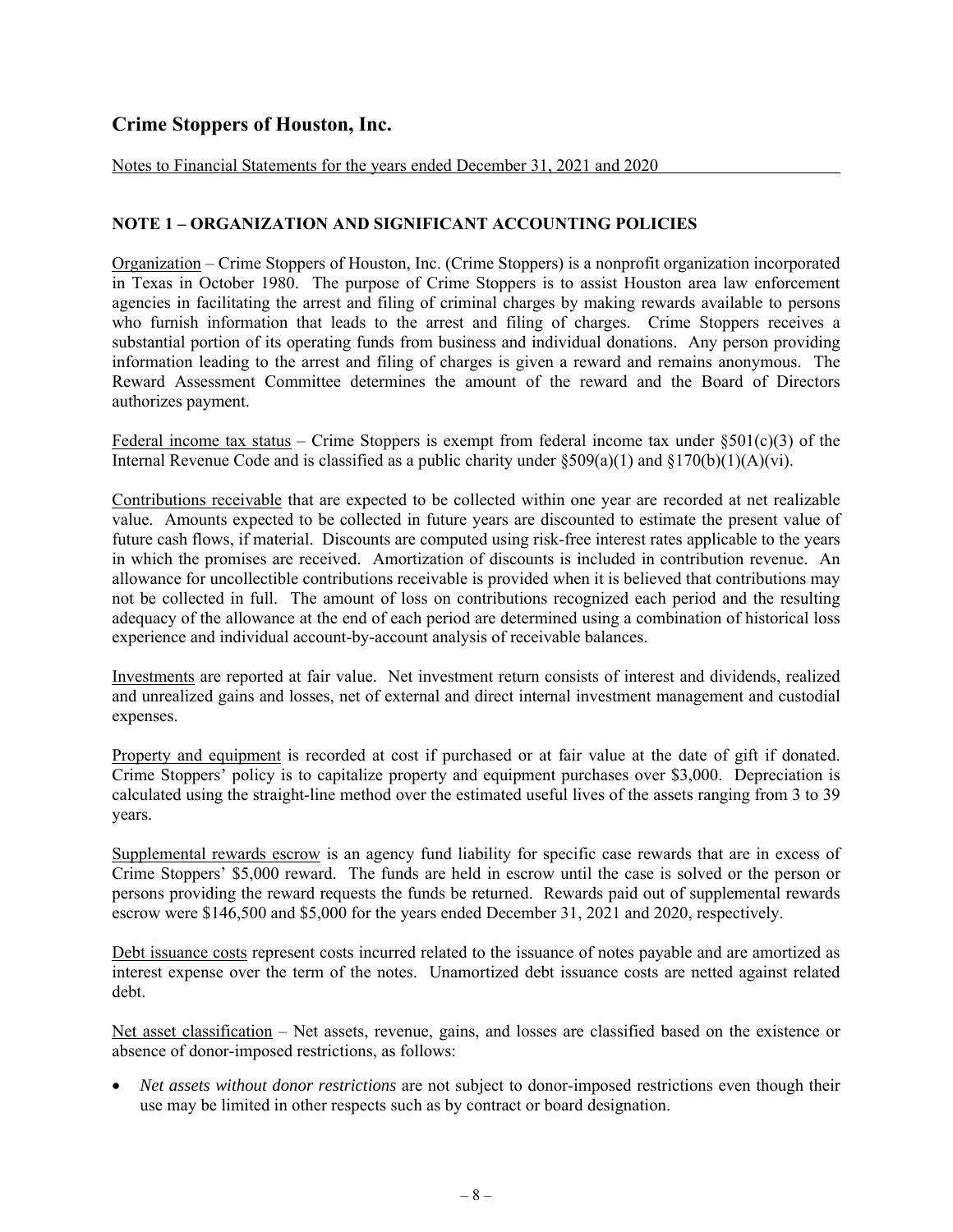# Crime Stoppers of Houston, Inc.

Notes to Financial Statements for the years ended December 31, 2021 and 2020

## NOTE 1 – ORGANIZATION AND SIGNIFICANT ACCOUNTING POLICIES

Organization – Crime Stoppers of Houston, Inc. (Crime Stoppers) is a nonprofit organization incorporated in Texas in October 1980. The purpose of Crime Stoppers is to assist Houston area law enforcement agencies in facilitating the arrest and filing of criminal charges by making rewards available to persons who furnish information that leads to the arrest and filing of charges. Crime Stoppers receives a substantial portion of its operating funds from business and individual donations. Any person providing information leading to the arrest and filing of charges is given a reward and remains anonymous. The Reward Assessment Committee determines the amount of the reward and the Board of Directors authorizes payment.

Federal income tax status – Crime Stoppers is exempt from federal income tax under §501(c)(3) of the Internal Revenue Code and is classified as a public charity under §509(a)(1) and §170(b)(1)(A)(vi).

Contributions receivable that are expected to be collected within one year are recorded at net realizable value. Amounts expected to be collected in future years are discounted to estimate the present value of future cash flows, if material. Discounts are computed using risk-free interest rates applicable to the years in which the promises are received. Amortization of discounts is included in contribution revenue. An allowance for uncollectible contributions receivable is provided when it is believed that contributions may not be collected in full. The amount of loss on contributions recognized each period and the resulting adequacy of the allowance at the end of each period are determined using a combination of historical loss experience and individual account-by-account analysis of receivable balances.

Investments are reported at fair value. Net investment return consists of interest and dividends, realized and unrealized gains and losses, net of external and direct internal investment management and custodial expenses.

Property and equipment is recorded at cost if purchased or at fair value at the date of gift if donated. Crime Stoppers' policy is to capitalize property and equipment purchases over $3,000. Depreciation is calculated using the straight-line method over the estimated useful lives of the assets ranging from 3 to 39 years.

Supplemental rewards escrow is an agency fund liability for specific case rewards that are in excess of Crime Stoppers' $5,000 reward. The funds are held in escrow until the case is solved or the person or persons providing the reward requests the funds be returned. Rewards paid out of supplemental rewards escrow were $146,500 and $5,000 for the years ended December 31, 2021 and 2020, respectively.

Debt issuance costs represent costs incurred related to the issuance of notes payable and are amortized as interest expense over the term of the notes. Unamortized debt issuance costs are netted against related debt.

Net asset classification – Net assets, revenue, gains, and losses are classified based on the existence or absence of donor-imposed restrictions, as follows:

- *Net assets without donor restrictions* are not subject to donor-imposed restrictions even though their use may be limited in other respects such as by contract or board designation.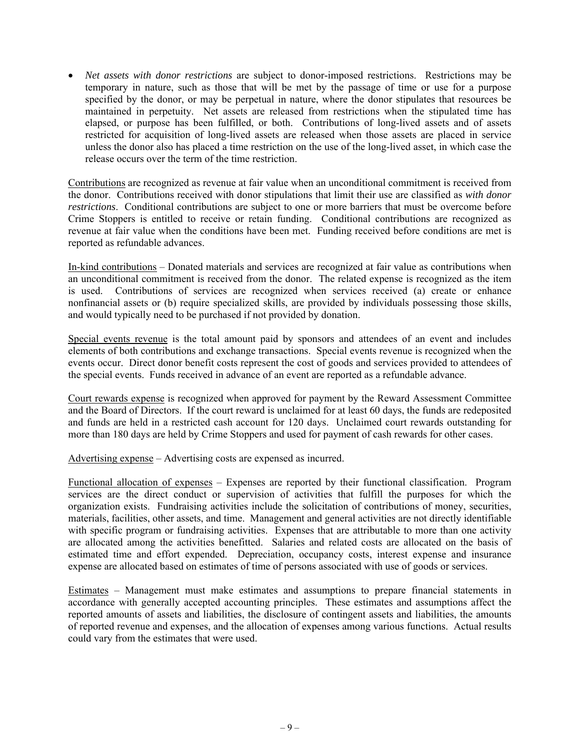- *Net assets with donor restrictions* are subject to donor-imposed restrictions. Restrictions may be temporary in nature, such as those that will be met by the passage of time or use for a purpose specified by the donor, or may be perpetual in nature, where the donor stipulates that resources be maintained in perpetuity. Net assets are released from restrictions when the stipulated time has elapsed, or purpose has been fulfilled, or both. Contributions of long-lived assets and of assets restricted for acquisition of long-lived assets are released when those assets are placed in service unless the donor also has placed a time restriction on the use of the long-lived asset, in which case the release occurs over the term of the time restriction.

<u>Contributions</u> are recognized as revenue at fair value when an unconditional commitment is received from the donor. Contributions received with donor stipulations that limit their use are classified as *with donor restrictions*. Conditional contributions are subject to one or more barriers that must be overcome before Crime Stoppers is entitled to receive or retain funding. Conditional contributions are recognized as revenue at fair value when the conditions have been met. Funding received before conditions are met is reported as refundable advances.

<u>In-kind contributions</u> – Donated materials and services are recognized at fair value as contributions when an unconditional commitment is received from the donor. The related expense is recognized as the item is used. Contributions of services are recognized when services received (a) create or enhance nonfinancial assets or (b) require specialized skills, are provided by individuals possessing those skills, and would typically need to be purchased if not provided by donation.

<u>Special events revenue</u> is the total amount paid by sponsors and attendees of an event and includes elements of both contributions and exchange transactions. Special events revenue is recognized when the events occur. Direct donor benefit costs represent the cost of goods and services provided to attendees of the special events. Funds received in advance of an event are reported as a refundable advance.

<u>Court rewards expense</u> is recognized when approved for payment by the Reward Assessment Committee and the Board of Directors. If the court reward is unclaimed for at least 60 days, the funds are redeposited and funds are held in a restricted cash account for 120 days. Unclaimed court rewards outstanding for more than 180 days are held by Crime Stoppers and used for payment of cash rewards for other cases.

<u>Advertising expense</u> – Advertising costs are expensed as incurred.

<u>Functional allocation of expenses</u> – Expenses are reported by their functional classification. Program services are the direct conduct or supervision of activities that fulfill the purposes for which the organization exists. Fundraising activities include the solicitation of contributions of money, securities, materials, facilities, other assets, and time. Management and general activities are not directly identifiable with specific program or fundraising activities. Expenses that are attributable to more than one activity are allocated among the activities benefitted. Salaries and related costs are allocated on the basis of estimated time and effort expended. Depreciation, occupancy costs, interest expense and insurance expense are allocated based on estimates of time of persons associated with use of goods or services.

<u>Estimates</u> – Management must make estimates and assumptions to prepare financial statements in accordance with generally accepted accounting principles. These estimates and assumptions affect the reported amounts of assets and liabilities, the disclosure of contingent assets and liabilities, the amounts of reported revenue and expenses, and the allocation of expenses among various functions. Actual results could vary from the estimates that were used.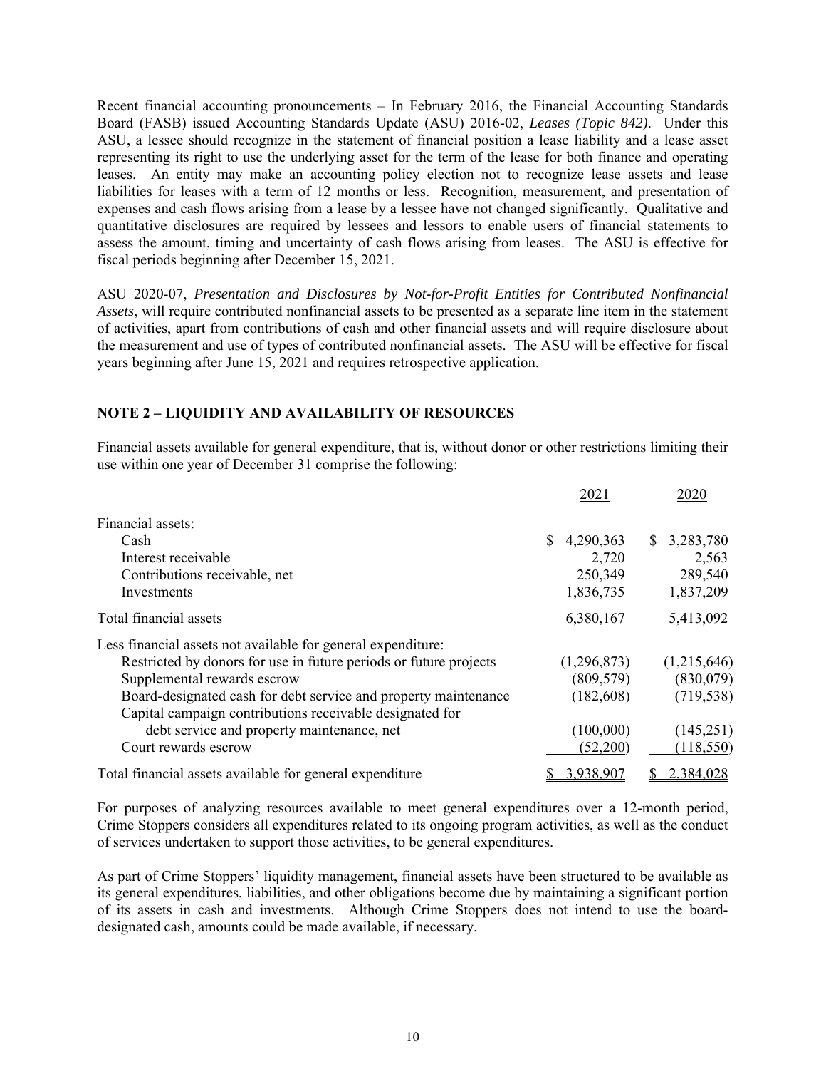Recent financial accounting pronouncements – In February 2016, the Financial Accounting Standards Board (FASB) issued Accounting Standards Update (ASU) 2016-02, *Leases (Topic 842)*. Under this ASU, a lessee should recognize in the statement of financial position a lease liability and a lease asset representing its right to use the underlying asset for the term of the lease for both finance and operating leases. An entity may make an accounting policy election not to recognize lease assets and lease liabilities for leases with a term of 12 months or less. Recognition, measurement, and presentation of expenses and cash flows arising from a lease by a lessee have not changed significantly. Qualitative and quantitative disclosures are required by lessees and lessors to enable users of financial statements to assess the amount, timing and uncertainty of cash flows arising from leases. The ASU is effective for fiscal periods beginning after December 15, 2021.

ASU 2020-07, *Presentation and Disclosures by Not-for-Profit Entities for Contributed Nonfinancial Assets*, will require contributed nonfinancial assets to be presented as a separate line item in the statement of activities, apart from contributions of cash and other financial assets and will require disclosure about the measurement and use of types of contributed nonfinancial assets. The ASU will be effective for fiscal years beginning after June 15, 2021 and requires retrospective application.

## NOTE 2 – LIQUIDITY AND AVAILABILITY OF RESOURCES

Financial assets available for general expenditure, that is, without donor or other restrictions limiting their use within one year of December 31 comprise the following:

| | 2021 | 2020 |
|---|---|---|
| Financial assets: | | |
| Cash | $ 4,290,363 | $ 3,283,780 |
| Interest receivable | 2,720 | 2,563 |
| Contributions receivable, net | 250,349 | 289,540 |
| Investments | 1,836,735 | 1,837,209 |
| Total financial assets | 6,380,167 | 5,413,092 |
| Less financial assets not available for general expenditure: | | |
| Restricted by donors for use in future periods or future projects | (1,296,873) | (1,215,646) |
| Supplemental rewards escrow | (809,579) | (830,079) |
| Board-designated cash for debt service and property maintenance | (182,608) | (719,538) |
| Capital campaign contributions receivable designated for debt service and property maintenance, net | (100,000) | (145,251) |
| Court rewards escrow | (52,200) | (118,550) |
| Total financial assets available for general expenditure | $ 3,938,907 | $ 2,384,028 |

For purposes of analyzing resources available to meet general expenditures over a 12-month period, Crime Stoppers considers all expenditures related to its ongoing program activities, as well as the conduct of services undertaken to support those activities, to be general expenditures.

As part of Crime Stoppers' liquidity management, financial assets have been structured to be available as its general expenditures, liabilities, and other obligations become due by maintaining a significant portion of its assets in cash and investments. Although Crime Stoppers does not intend to use the board-designated cash, amounts could be made available, if necessary.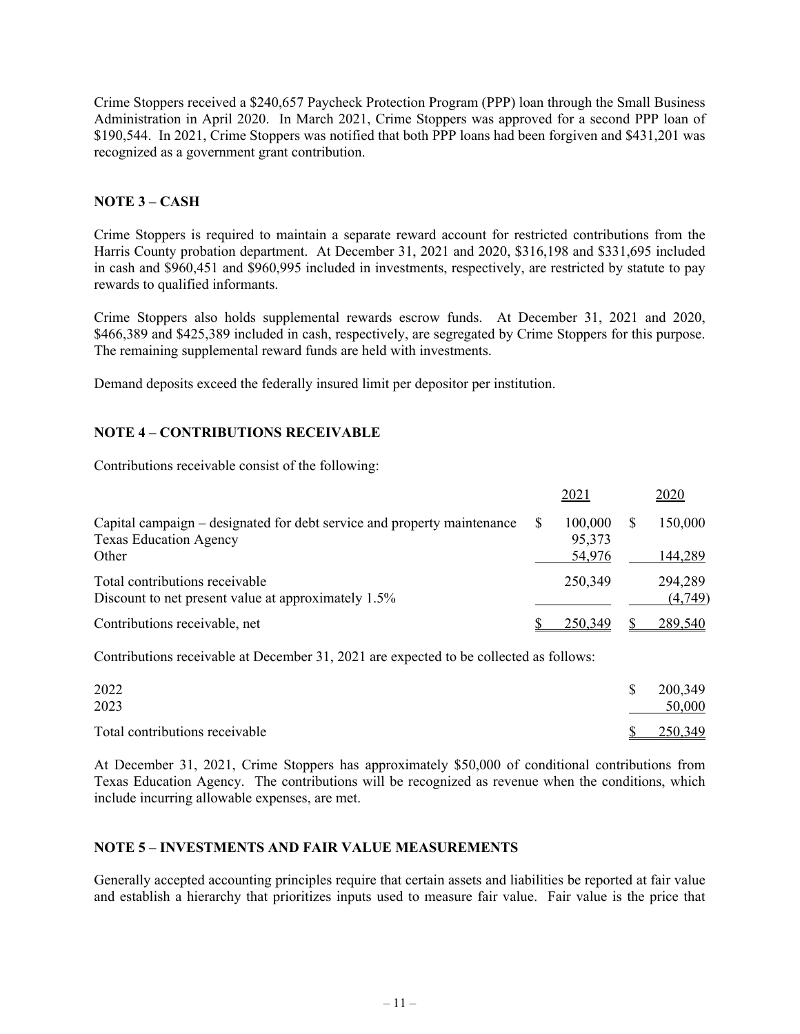Crime Stoppers received a $240,657 Paycheck Protection Program (PPP) loan through the Small Business Administration in April 2020. In March 2021, Crime Stoppers was approved for a second PPP loan of $190,544. In 2021, Crime Stoppers was notified that both PPP loans had been forgiven and $431,201 was recognized as a government grant contribution.

## NOTE 3 – CASH

Crime Stoppers is required to maintain a separate reward account for restricted contributions from the Harris County probation department. At December 31, 2021 and 2020, $316,198 and $331,695 included in cash and $960,451 and $960,995 included in investments, respectively, are restricted by statute to pay rewards to qualified informants.

Crime Stoppers also holds supplemental rewards escrow funds. At December 31, 2021 and 2020, $466,389 and $425,389 included in cash, respectively, are segregated by Crime Stoppers for this purpose. The remaining supplemental reward funds are held with investments.

Demand deposits exceed the federally insured limit per depositor per institution.

## NOTE 4 – CONTRIBUTIONS RECEIVABLE

Contributions receivable consist of the following:

| | 2021 | 2020 |
|---|---|---|
| Capital campaign – designated for debt service and property maintenance | $ 100,000 | $ 150,000 |
| Texas Education Agency | 95,373 | |
| Other | 54,976 | 144,289 |
| Total contributions receivable | 250,349 | 294,289 |
| Discount to net present value at approximately 1.5% | | (4,749) |
| Contributions receivable, net | $ 250,349 | $ 289,540 |

Contributions receivable at December 31, 2021 are expected to be collected as follows:

| | |
|---|---|
| 2022 | $ 200,349 |
| 2023 | 50,000 |
| Total contributions receivable | $ 250,349 |

At December 31, 2021, Crime Stoppers has approximately $50,000 of conditional contributions from Texas Education Agency. The contributions will be recognized as revenue when the conditions, which include incurring allowable expenses, are met.

## NOTE 5 – INVESTMENTS AND FAIR VALUE MEASUREMENTS

Generally accepted accounting principles require that certain assets and liabilities be reported at fair value and establish a hierarchy that prioritizes inputs used to measure fair value. Fair value is the price that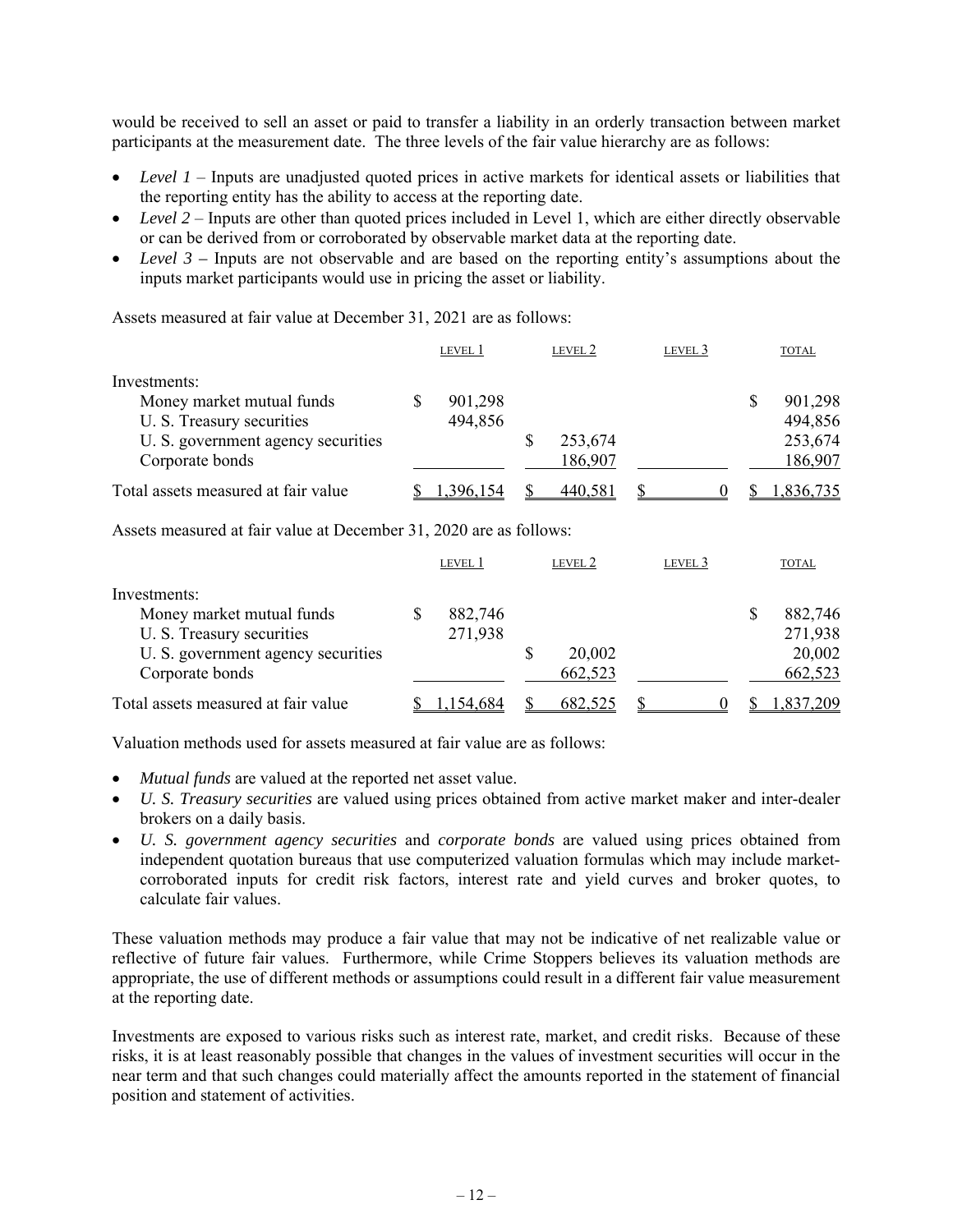would be received to sell an asset or paid to transfer a liability in an orderly transaction between market participants at the measurement date. The three levels of the fair value hierarchy are as follows:

- *Level 1* – Inputs are unadjusted quoted prices in active markets for identical assets or liabilities that the reporting entity has the ability to access at the reporting date.
- *Level 2* – Inputs are other than quoted prices included in Level 1, which are either directly observable or can be derived from or corroborated by observable market data at the reporting date.
- *Level 3* – Inputs are not observable and are based on the reporting entity's assumptions about the inputs market participants would use in pricing the asset or liability.

Assets measured at fair value at December 31, 2021 are as follows:

| | LEVEL 1 | LEVEL 2 | LEVEL 3 | TOTAL |
|---|---|---|---|---|
| Investments: | | | | |
| Money market mutual funds | $ 901,298 | | | $ 901,298 |
| U. S. Treasury securities | 494,856 | | | 494,856 |
| U. S. government agency securities | | $ 253,674 | | 253,674 |
| Corporate bonds | | 186,907 | | 186,907 |
| Total assets measured at fair value | $ 1,396,154 | $ 440,581 | $ 0 | $ 1,836,735 |

Assets measured at fair value at December 31, 2020 are as follows:

| | LEVEL 1 | LEVEL 2 | LEVEL 3 | TOTAL |
|---|---|---|---|---|
| Investments: | | | | |
| Money market mutual funds | $ 882,746 | | | $ 882,746 |
| U. S. Treasury securities | 271,938 | | | 271,938 |
| U. S. government agency securities | | $ 20,002 | | 20,002 |
| Corporate bonds | | 662,523 | | 662,523 |
| Total assets measured at fair value | $ 1,154,684 | $ 682,525 | $ 0 | $ 1,837,209 |

Valuation methods used for assets measured at fair value are as follows:

- *Mutual funds* are valued at the reported net asset value.
- *U. S. Treasury securities* are valued using prices obtained from active market maker and inter-dealer brokers on a daily basis.
- *U. S. government agency securities* and *corporate bonds* are valued using prices obtained from independent quotation bureaus that use computerized valuation formulas which may include market-corroborated inputs for credit risk factors, interest rate and yield curves and broker quotes, to calculate fair values.

These valuation methods may produce a fair value that may not be indicative of net realizable value or reflective of future fair values. Furthermore, while Crime Stoppers believes its valuation methods are appropriate, the use of different methods or assumptions could result in a different fair value measurement at the reporting date.

Investments are exposed to various risks such as interest rate, market, and credit risks. Because of these risks, it is at least reasonably possible that changes in the values of investment securities will occur in the near term and that such changes could materially affect the amounts reported in the statement of financial position and statement of activities.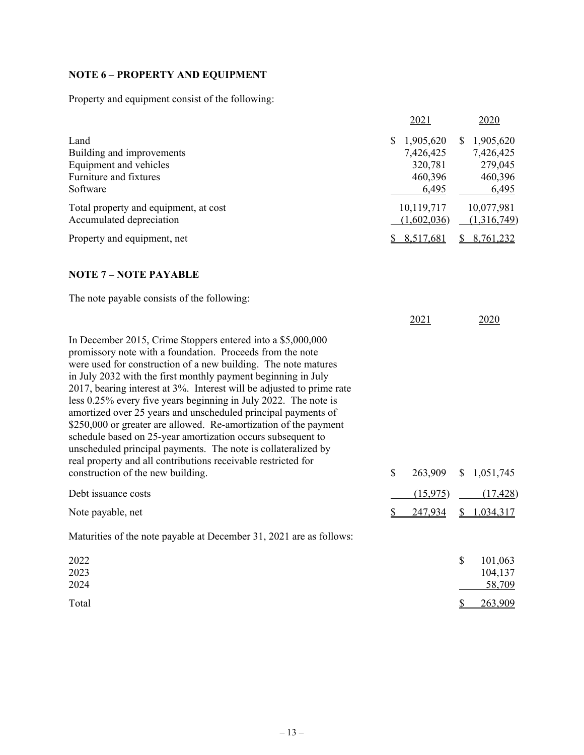## NOTE 6 – PROPERTY AND EQUIPMENT

Property and equipment consist of the following:

| | 2021 | 2020 |
|---|---|---|
| Land | $ 1,905,620 | $ 1,905,620 |
| Building and improvements | 7,426,425 | 7,426,425 |
| Equipment and vehicles | 320,781 | 279,045 |
| Furniture and fixtures | 460,396 | 460,396 |
| Software | 6,495 | 6,495 |
| Total property and equipment, at cost | 10,119,717 | 10,077,981 |
| Accumulated depreciation | (1,602,036) | (1,316,749) |
| Property and equipment, net | $ 8,517,681 | $ 8,761,232 |

## NOTE 7 – NOTE PAYABLE

The note payable consists of the following:

| | 2021 | 2020 |
|---|---|---|
| In December 2015, Crime Stoppers entered into a $5,000,000 promissory note with a foundation. Proceeds from the note were used for construction of a new building. The note matures in July 2032 with the first monthly payment beginning in July 2017, bearing interest at 3%. Interest will be adjusted to prime rate less 0.25% every five years beginning in July 2022. The note is amortized over 25 years and unscheduled principal payments of $250,000 or greater are allowed. Re-amortization of the payment schedule based on 25-year amortization occurs subsequent to unscheduled principal payments. The note is collateralized by real property and all contributions receivable restricted for construction of the new building. | $ 263,909 | $ 1,051,745 |
| Debt issuance costs | (15,975) | (17,428) |
| Note payable, net | $ 247,934 | $ 1,034,317 |

Maturities of the note payable at December 31, 2021 are as follows:

| | |
|---|---|
| 2022 | $ 101,063 |
| 2023 | 104,137 |
| 2024 | 58,709 |
| Total | $ 263,909 |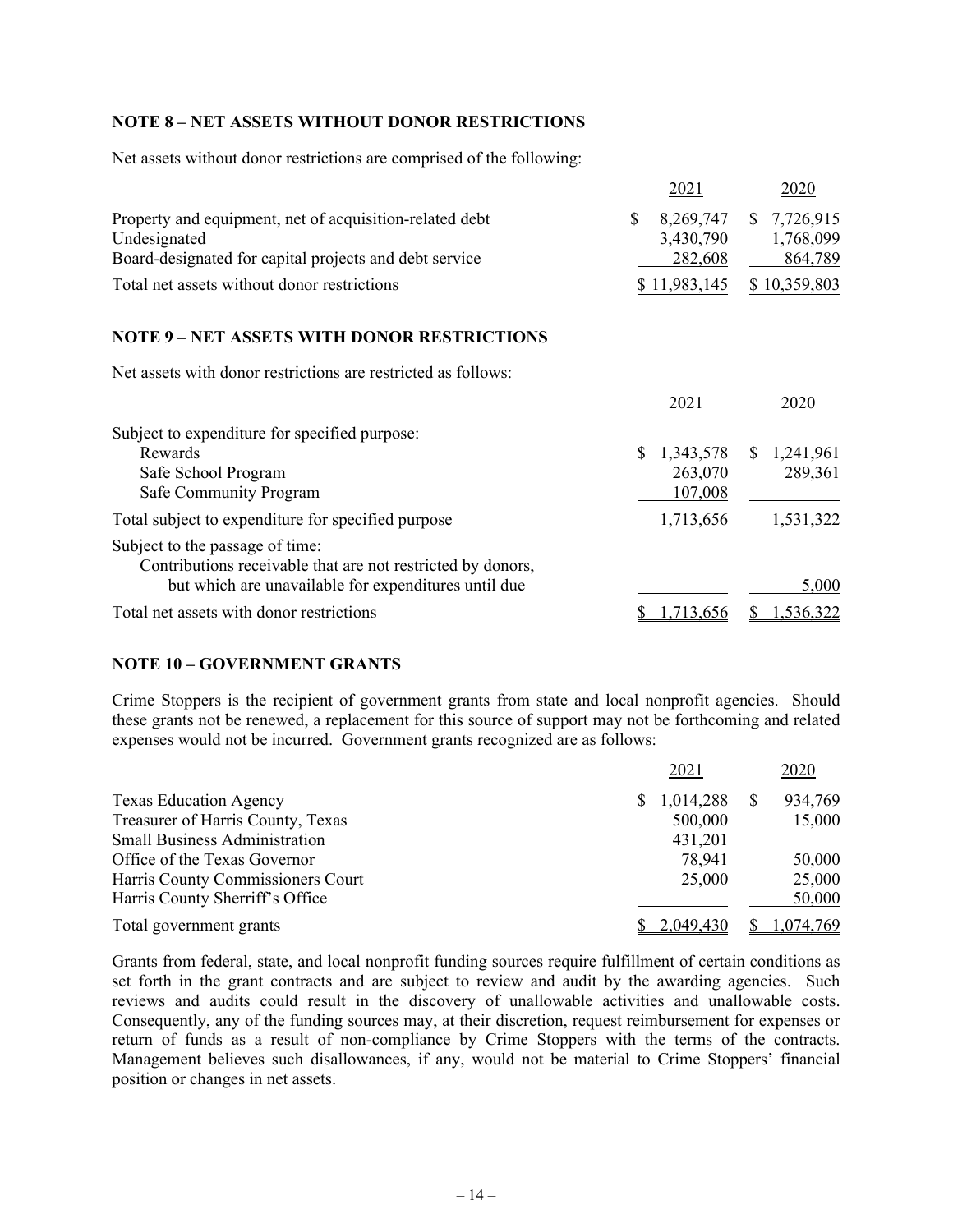## NOTE 8 – NET ASSETS WITHOUT DONOR RESTRICTIONS

Net assets without donor restrictions are comprised of the following:

| | 2021 | 2020 |
|---|---|---|
| Property and equipment, net of acquisition-related debt | $ 8,269,747 | $ 7,726,915 |
| Undesignated | 3,430,790 | 1,768,099 |
| Board-designated for capital projects and debt service | 282,608 | 864,789 |
| Total net assets without donor restrictions | $ 11,983,145 | $ 10,359,803 |

## NOTE 9 – NET ASSETS WITH DONOR RESTRICTIONS

Net assets with donor restrictions are restricted as follows:

| | 2021 | 2020 |
|---|---|---|
| Subject to expenditure for specified purpose: | | |
| Rewards | $ 1,343,578 | $ 1,241,961 |
| Safe School Program | 263,070 | 289,361 |
| Safe Community Program | 107,008 | |
| Total subject to expenditure for specified purpose | 1,713,656 | 1,531,322 |
| Subject to the passage of time: | | |
| Contributions receivable that are not restricted by donors, but which are unavailable for expenditures until due | | 5,000 |
| Total net assets with donor restrictions | $ 1,713,656 | $ 1,536,322 |

## NOTE 10 – GOVERNMENT GRANTS

Crime Stoppers is the recipient of government grants from state and local nonprofit agencies. Should these grants not be renewed, a replacement for this source of support may not be forthcoming and related expenses would not be incurred. Government grants recognized are as follows:

| | 2021 | 2020 |
|---|---|---|
| Texas Education Agency | $ 1,014,288 | $ 934,769 |
| Treasurer of Harris County, Texas | 500,000 | 15,000 |
| Small Business Administration | 431,201 | |
| Office of the Texas Governor | 78,941 | 50,000 |
| Harris County Commissioners Court | 25,000 | 25,000 |
| Harris County Sherriff's Office | | 50,000 |
| Total government grants | $ 2,049,430 | $ 1,074,769 |

Grants from federal, state, and local nonprofit funding sources require fulfillment of certain conditions as set forth in the grant contracts and are subject to review and audit by the awarding agencies. Such reviews and audits could result in the discovery of unallowable activities and unallowable costs. Consequently, any of the funding sources may, at their discretion, request reimbursement for expenses or return of funds as a result of non-compliance by Crime Stoppers with the terms of the contracts. Management believes such disallowances, if any, would not be material to Crime Stoppers' financial position or changes in net assets.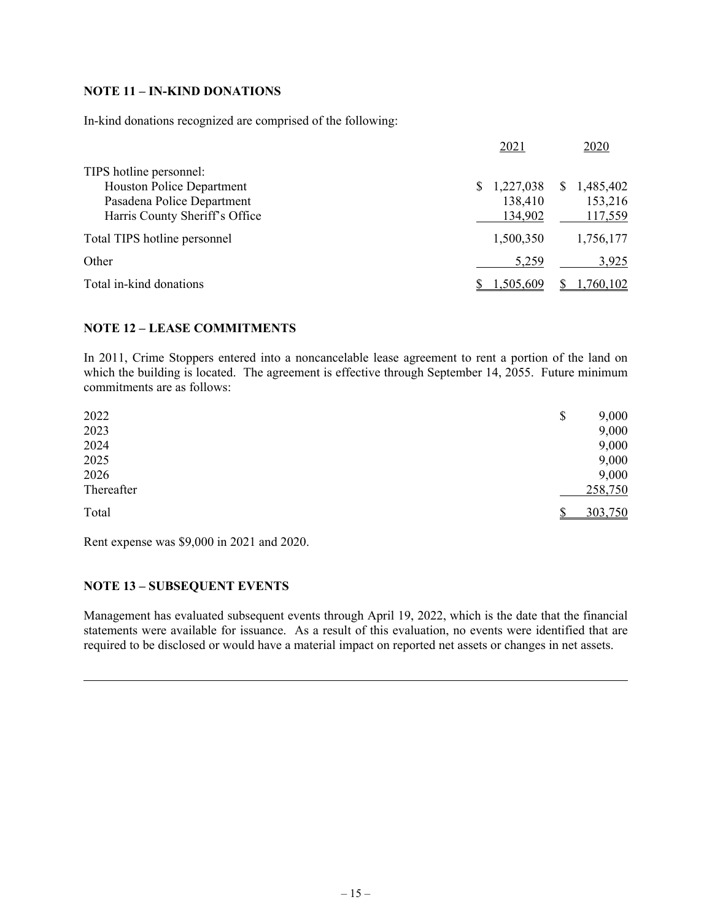## NOTE 11 – IN-KIND DONATIONS

In-kind donations recognized are comprised of the following:

| | 2021 | 2020 |
|---|---|---|
| TIPS hotline personnel: | | |
| Houston Police Department | $ 1,227,038 | $ 1,485,402 |
| Pasadena Police Department | 138,410 | 153,216 |
| Harris County Sheriff's Office | 134,902 | 117,559 |
| Total TIPS hotline personnel | 1,500,350 | 1,756,177 |
| Other | 5,259 | 3,925 |
| Total in-kind donations | $ 1,505,609 | $ 1,760,102 |

## NOTE 12 – LEASE COMMITMENTS

In 2011, Crime Stoppers entered into a noncancelable lease agreement to rent a portion of the land on which the building is located. The agreement is effective through September 14, 2055. Future minimum commitments are as follows:

| | |
|---|---|
| 2022 | $ 9,000 |
| 2023 | 9,000 |
| 2024 | 9,000 |
| 2025 | 9,000 |
| 2026 | 9,000 |
| Thereafter | 258,750 |
| Total | $ 303,750 |

Rent expense was $9,000 in 2021 and 2020.

## NOTE 13 – SUBSEQUENT EVENTS

Management has evaluated subsequent events through April 19, 2022, which is the date that the financial statements were available for issuance. As a result of this evaluation, no events were identified that are required to be disclosed or would have a material impact on reported net assets or changes in net assets.